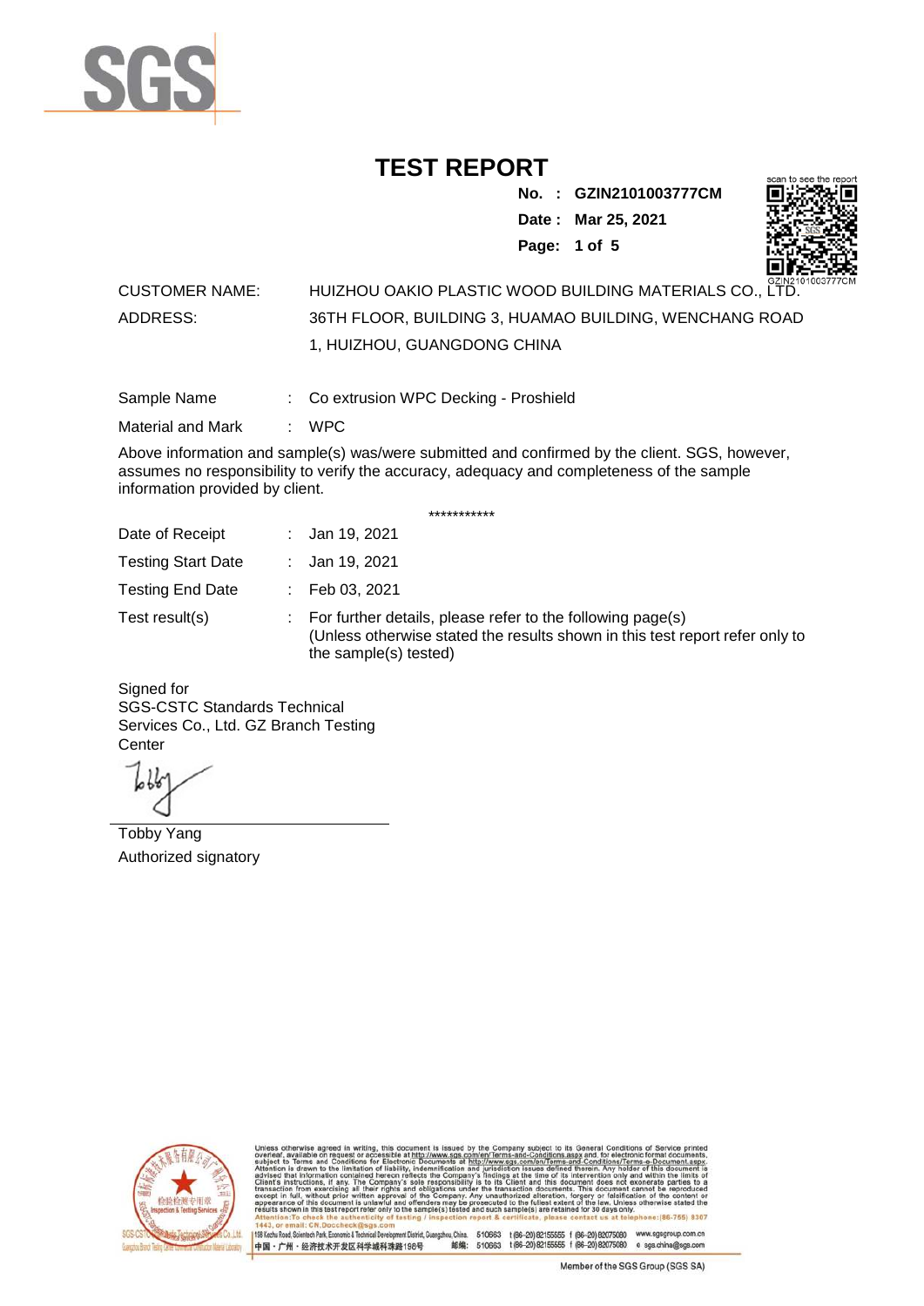# TEST REPORT

**No. : GZIN2101003777CM**

**Date : Mar 25, 2021**

CUSTOMER NAME: HUIZHOU OAKIO PLASTIC WOOD BUILDING MATERIALS CO., LTD.

ADDRESS: 36TH FLOOR, BUILDING 3, HUAMAO BUILDING, WENCHANG ROAD 1, HUIZHOU, GUANGDONG CHINA

Sample Name : Co extrusion WPC Decking - Proshield

Material and Mark : WPC

Above information and sample(s) was/were submitted and confirmed by the client. SGS, however, assumes no responsibility to verify the accuracy, adequacy and completeness of the sample information provided by client.

***********

Date of Receipt : Jan 19, 2021

Testing Start Date : Jan 19, 2021

Testing End Date : Feb 03, 2021

Test result(s) : For further details, please refer to the following page(s)
(Unless otherwise stated the results shown in this test report refer only to the sample(s) tested)

Signed for
SGS-CSTC Standards Technical Services Co., Ltd. GZ Branch Testing Center

Tobby Yang
Authorized signatory

Unless otherwise agreed in writing, this document is issued by the Company subject to its General Conditions of Service printed overleaf, available on request or accessible at http://www.sgs.com/en/Terms-and-Conditions.aspx and, for electronic format documents, subject to Terms and Conditions for Electronic Documents at http://www.sgs.com/en/Terms-and-Conditions/Terms-e-Document.aspx. Attention is drawn to the limitation of liability, indemnification and jurisdiction issues defined therein. Any holder of this document is advised that information contained hereon reflects the Company's findings at the time of its intervention only and within the limits of Client's instructions, if any. The Company's sole responsibility is to its Client and this document does not exonerate parties to a transaction from exercising all their rights and obligations under the transaction documents. This document cannot be reproduced except in full, without prior written approval of the Company. Any unauthorized alteration, forgery or falsification of the content or appearance of this document is unlawful and offenders may be prosecuted to the fullest extent of the law. Unless otherwise stated the results shown in this test report refer only to the sample(s) tested and such sample(s) are retained for 30 days only.
Attention: To check the authenticity of testing / inspection report & certificate, please contact us at telephone: (86-755) 8307 1443, or email: CN.Doccheck@sgs.com

198 Kezhu Road, Scientech Park, Economic & Technical Development District, Guangzhou, China. 510663 t (86-20) 82155555 f (86-20) 82075080 www.sgsgroup.com.cn
中国・广州・经济技术开发区科学城科珠路198号 邮编: 510663 t (86-20) 82155555 f (86-20) 82075080 e sgs.china@sgs.com

Member of the SGS Group (SGS SA)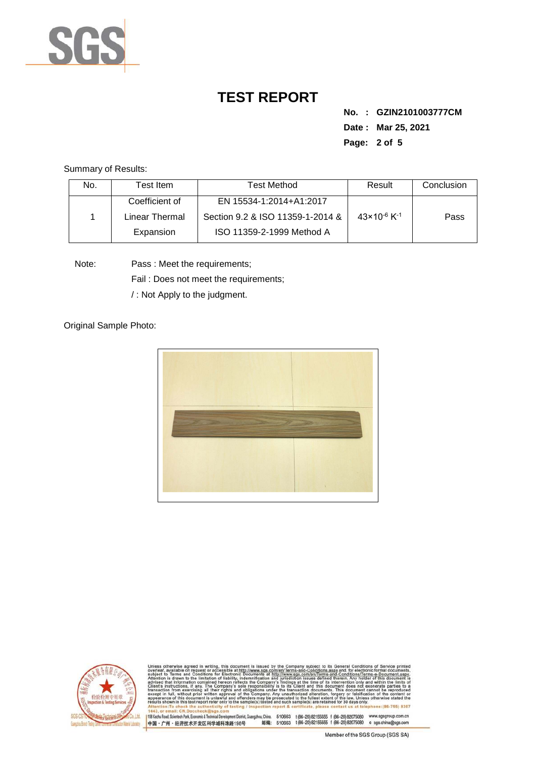# TEST REPORT

**No. : GZIN2101003777CM**

**Date : Mar 25, 2021**

Summary of Results:

| No. | Test Item | Test Method | Result | Conclusion |
|---|---|---|---|---|
| 1 | Coefficient of Linear Thermal Expansion | EN 15534-1:2014+A1:2017 Section 9.2 & ISO 11359-1-2014 & ISO 11359-2-1999 Method A | $43\times10^{-6}\ K^{-1}$ | Pass |

Note: Pass : Meet the requirements;

Fail : Does not meet the requirements;

/ : Not Apply to the judgment.

Original Sample Photo: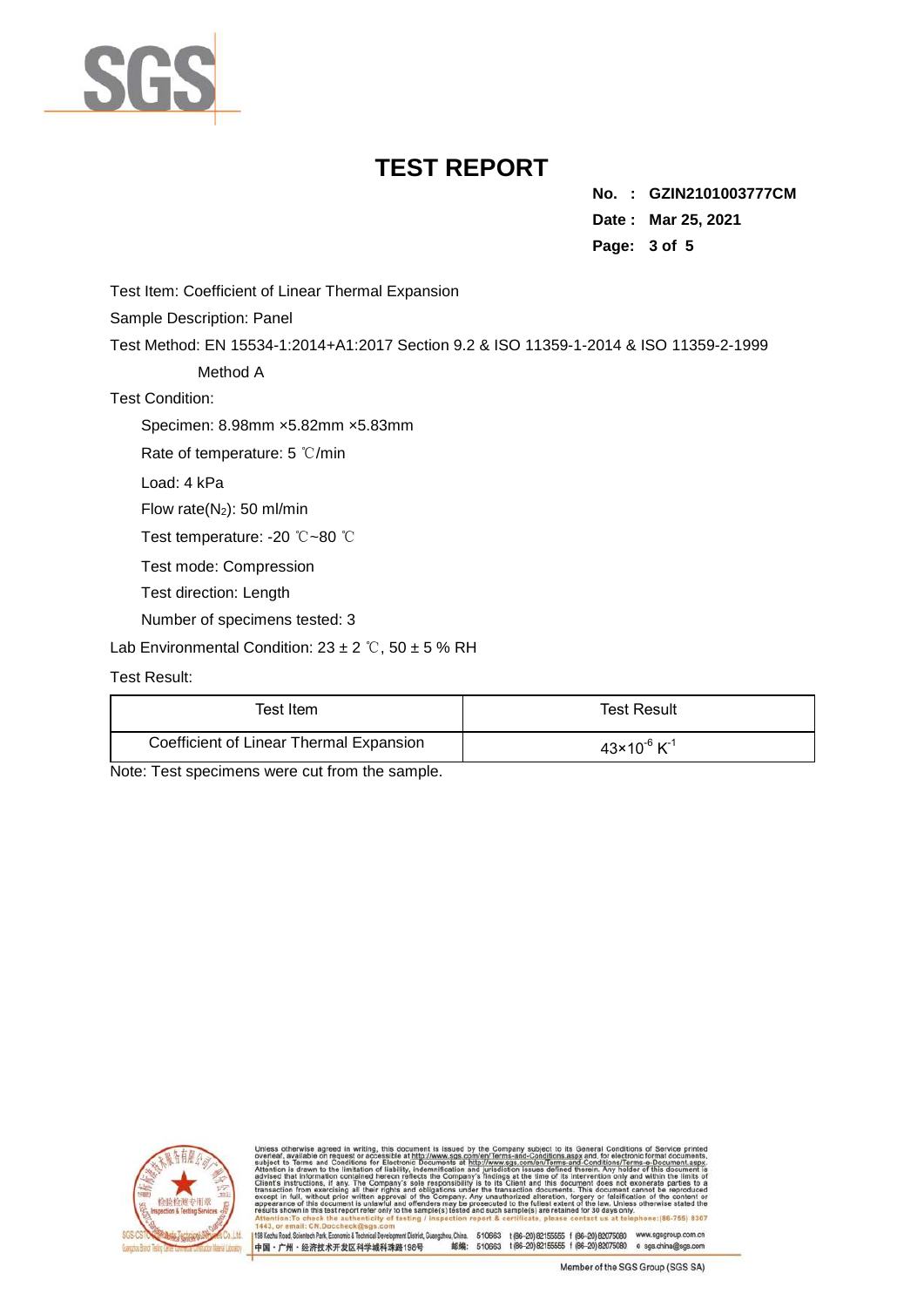# TEST REPORT

**No. : GZIN2101003777CM**
**Date : Mar 25, 2021**

Test Item: Coefficient of Linear Thermal Expansion

Sample Description: Panel

Test Method: EN 15534-1:2014+A1:2017 Section 9.2 & ISO 11359-1-2014 & ISO 11359-2-1999 Method A

Test Condition:

- Specimen: 8.98mm ×5.82mm ×5.83mm
- Rate of temperature: 5 ℃/min
- Load: 4 kPa
- Flow rate($N_2$): 50 ml/min
- Test temperature: -20 ℃~80 ℃
- Test mode: Compression
- Test direction: Length
- Number of specimens tested: 3

Lab Environmental Condition: 23 ± 2 ℃, 50 ± 5 % RH

Test Result:

| Test Item | Test Result |
|---|---|
| Coefficient of Linear Thermal Expansion | $43 \times 10^{-6}$ $K^{-1}$ |

Note: Test specimens were cut from the sample.

Unless otherwise agreed in writing, this document is issued by the Company subject to its General Conditions of Service printed overleaf, available on request or accessible at http://www.sgs.com/en/Terms-and-Conditions.aspx and, for electronic format documents, subject to Terms and Conditions for Electronic Documents at http://www.sgs.com/en/Terms-and-Conditions/Terms-e-Document.aspx. Attention is drawn to the limitation of liability, indemnification and jurisdiction issues defined therein. Any holder of this document is advised that information contained hereon reflects the Company's findings at the time of its intervention only and within the limits of Client's instructions, if any. The Company's sole responsibility is to its Client and this document does not exonerate parties to a transaction from exercising all their rights and obligations under the transaction documents. This document cannot be reproduced except in full, without prior written approval of the Company. Any unauthorized alteration, forgery or falsification of the content or appearance of this document is unlawful and offenders may be prosecuted to the fullest extent of the law. Unless otherwise stated the results shown in this test report refer only to the sample(s) tested and such sample(s) are retained for 30 days only.
Attention: To check the authenticity of testing / inspection report & certificate, please contact us at telephone: (86-755) 8307 1443, or email: CN.Doccheck@sgs.com

198 Kezhu Road, Scientech Park, Economic & Technical Development District, Guangzhou, China. 510663 t (86-20) 82155555 f (86-20) 82075080 www.sgsgroup.com.cn
中国・广州・经济技术开发区科学城科珠路198号 邮编: 510663 t (86-20) 82155555 f (86-20) 82075080 e sgs.china@sgs.com

Member of the SGS Group (SGS SA)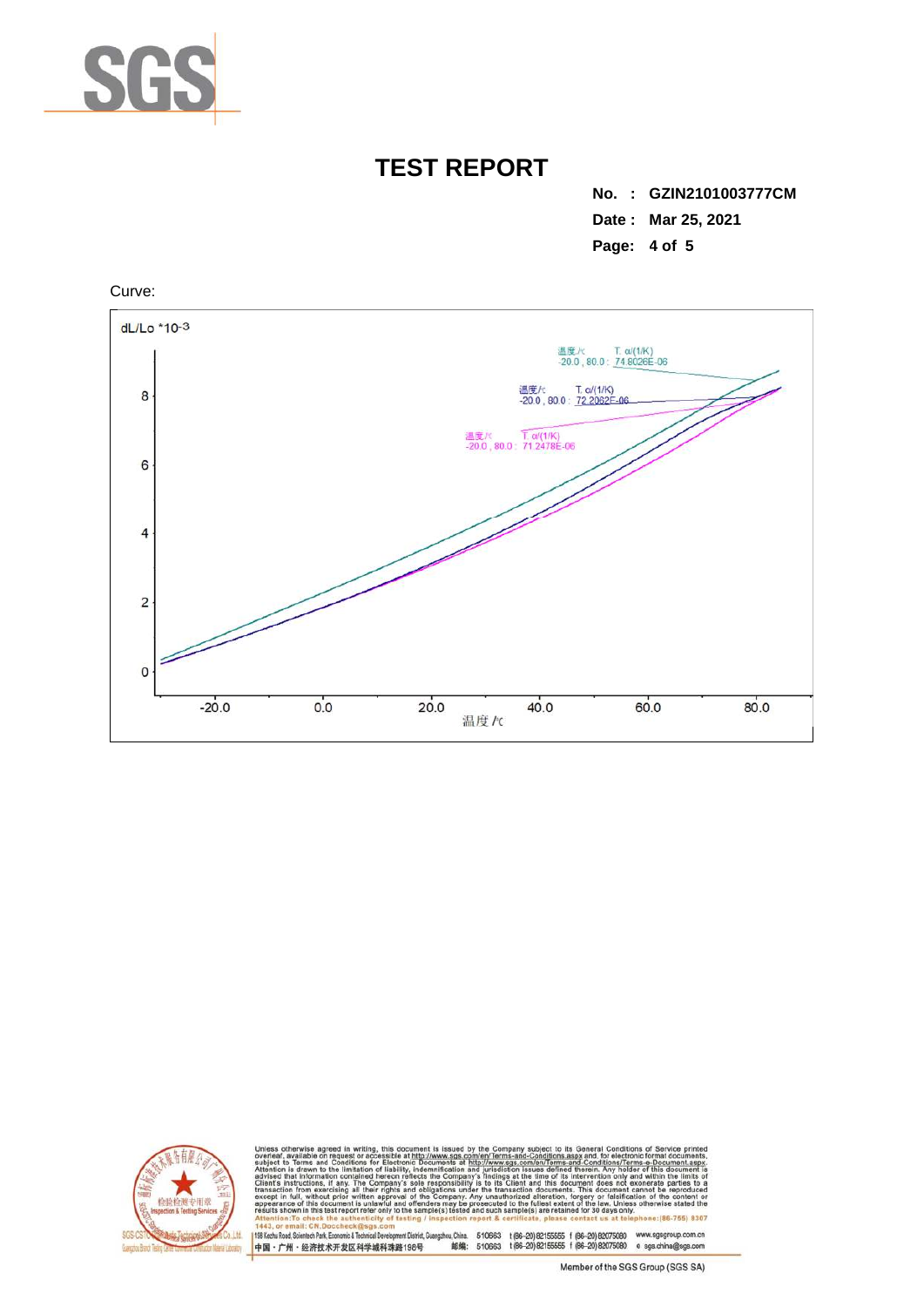# TEST REPORT

**No. : GZIN2101003777CM**
**Date : Mar 25, 2021**

Curve:

dL/Lo *10⁻³

温度/℃ T. α/(1/K)
-20.0 , 80.0 : 74.8026E-06

温度/℃ T. α/(1/K)
-20.0 , 80.0 : 72.2062E-06

温度/℃ T. α/(1/K)
-20.0 , 80.0 : 71.2478E-06

温度/℃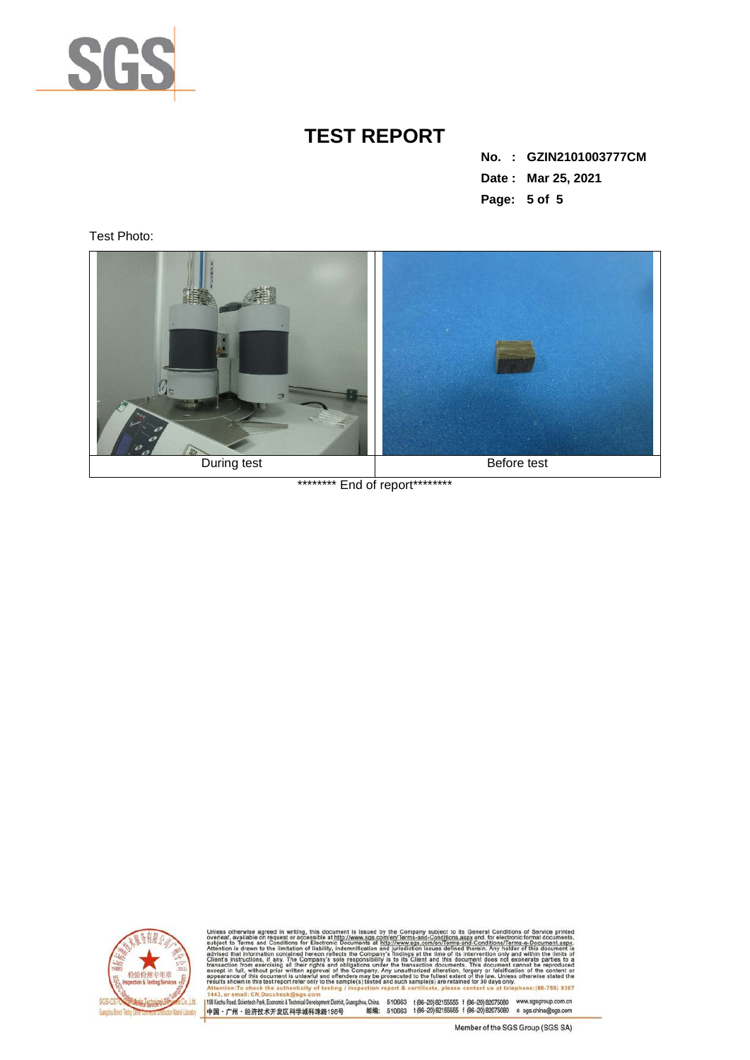# TEST REPORT

**No. : GZIN2101003777CM**

**Date : Mar 25, 2021**

Test Photo:

| During test | Before test |
|---|---|

******** End of report********